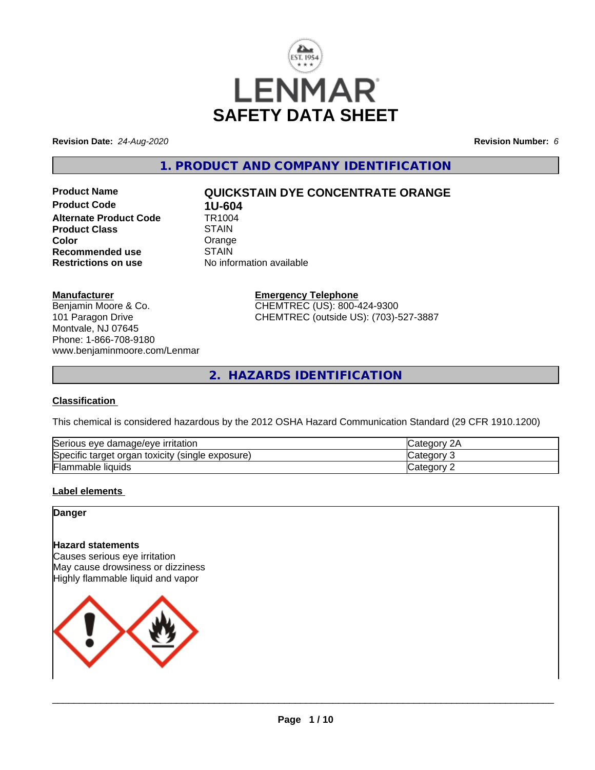# LENMAR
# SAFETY DATA SHEET

**Revision Date:** *24-Aug-2020*

**Revision Number:** *6*

## 1. PRODUCT AND COMPANY IDENTIFICATION

| | |
|---|---|
| **Product Name** | **QUICKSTAIN DYE CONCENTRATE ORANGE** |
| **Product Code** | **1U-604** |
| **Alternate Product Code** | TR1004 |
| **Product Class** | STAIN |
| **Color** | Orange |
| **Recommended use** | STAIN |
| **Restrictions on use** | No information available |

**Manufacturer**
Benjamin Moore & Co.
101 Paragon Drive
Montvale, NJ 07645
Phone: 1-866-708-9180
www.benjaminmoore.com/Lenmar

**Emergency Telephone**
CHEMTREC (US): 800-424-9300
CHEMTREC (outside US): (703)-527-3887

## 2. HAZARDS IDENTIFICATION

**Classification**

This chemical is considered hazardous by the 2012 OSHA Hazard Communication Standard (29 CFR 1910.1200)

| | |
|---|---|
| Serious eye damage/eye irritation | Category 2A |
| Specific target organ toxicity (single exposure) | Category 3 |
| Flammable liquids | Category 2 |

**Label elements**

**Danger**

**Hazard statements**
Causes serious eye irritation
May cause drowsiness or dizziness
Highly flammable liquid and vapor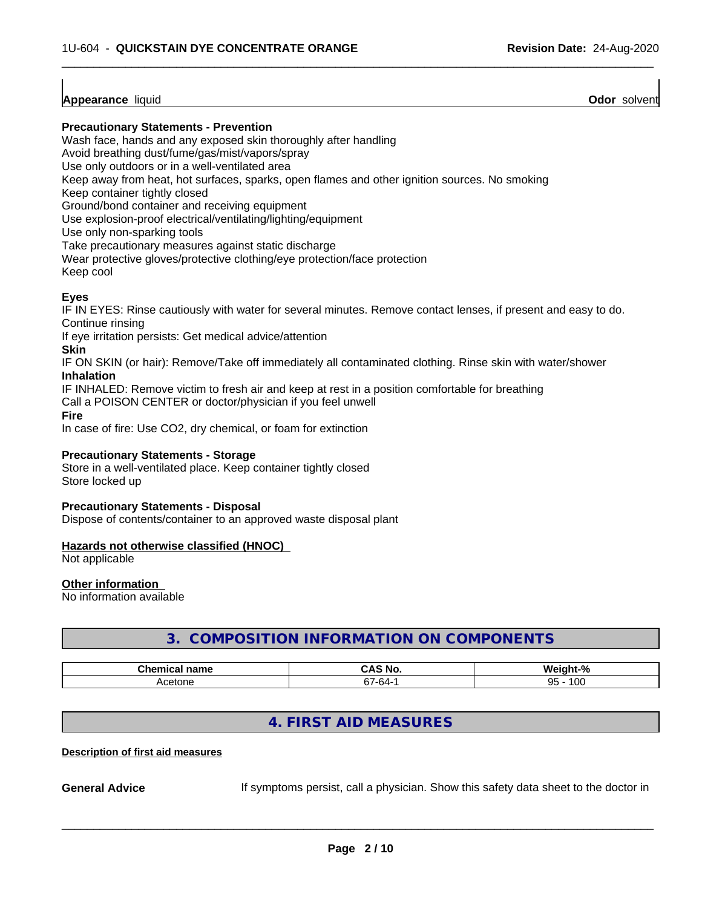**Appearance** liquid **Odor** solvent

**Precautionary Statements - Prevention**

Wash face, hands and any exposed skin thoroughly after handling
Avoid breathing dust/fume/gas/mist/vapors/spray
Use only outdoors or in a well-ventilated area
Keep away from heat, hot surfaces, sparks, open flames and other ignition sources. No smoking
Keep container tightly closed
Ground/bond container and receiving equipment
Use explosion-proof electrical/ventilating/lighting/equipment
Use only non-sparking tools
Take precautionary measures against static discharge
Wear protective gloves/protective clothing/eye protection/face protection
Keep cool

**Eyes**

IF IN EYES: Rinse cautiously with water for several minutes. Remove contact lenses, if present and easy to do. Continue rinsing
If eye irritation persists: Get medical advice/attention

**Skin**

IF ON SKIN (or hair): Remove/Take off immediately all contaminated clothing. Rinse skin with water/shower

**Inhalation**

IF INHALED: Remove victim to fresh air and keep at rest in a position comfortable for breathing
Call a POISON CENTER or doctor/physician if you feel unwell

**Fire**

In case of fire: Use CO2, dry chemical, or foam for extinction

**Precautionary Statements - Storage**

Store in a well-ventilated place. Keep container tightly closed
Store locked up

**Precautionary Statements - Disposal**

Dispose of contents/container to an approved waste disposal plant

**Hazards not otherwise classified (HNOC)**

Not applicable

**Other information**

No information available

## 3. COMPOSITION INFORMATION ON COMPONENTS

| Chemical name | CAS No. | Weight-% |
|---|---|---|
| Acetone | 67-64-1 | 95 - 100 |

## 4. FIRST AID MEASURES

**Description of first aid measures**

**General Advice** If symptoms persist, call a physician. Show this safety data sheet to the doctor in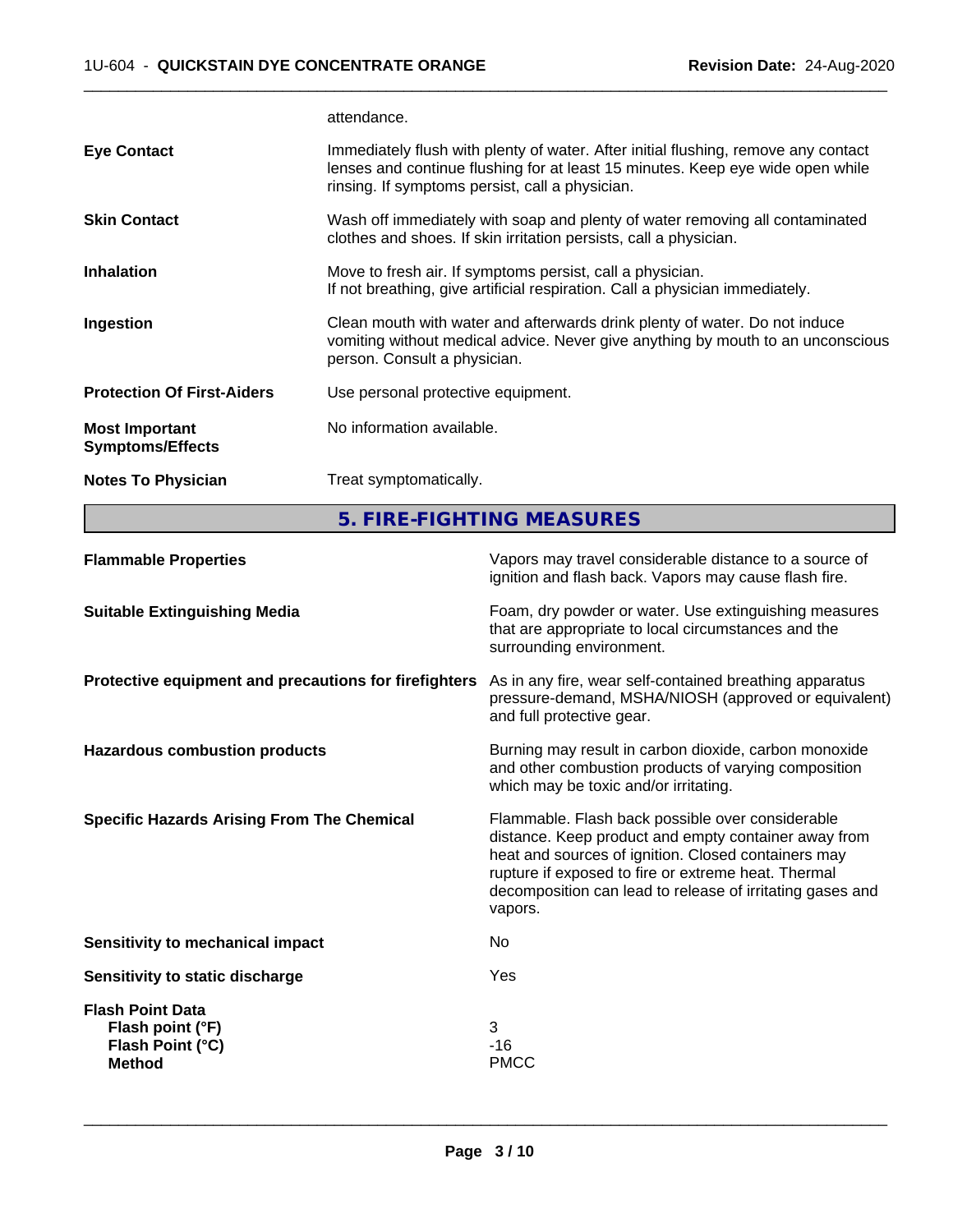attendance.

| | |
|---|---|
| **Eye Contact** | Immediately flush with plenty of water. After initial flushing, remove any contact lenses and continue flushing for at least 15 minutes. Keep eye wide open while rinsing. If symptoms persist, call a physician. |
| **Skin Contact** | Wash off immediately with soap and plenty of water removing all contaminated clothes and shoes. If skin irritation persists, call a physician. |
| **Inhalation** | Move to fresh air. If symptoms persist, call a physician. If not breathing, give artificial respiration. Call a physician immediately. |
| **Ingestion** | Clean mouth with water and afterwards drink plenty of water. Do not induce vomiting without medical advice. Never give anything by mouth to an unconscious person. Consult a physician. |
| **Protection Of First-Aiders** | Use personal protective equipment. |
| **Most Important Symptoms/Effects** | No information available. |
| **Notes To Physician** | Treat symptomatically. |

## 5. FIRE-FIGHTING MEASURES

| | |
|---|---|
| **Flammable Properties** | Vapors may travel considerable distance to a source of ignition and flash back. Vapors may cause flash fire. |
| **Suitable Extinguishing Media** | Foam, dry powder or water. Use extinguishing measures that are appropriate to local circumstances and the surrounding environment. |
| **Protective equipment and precautions for firefighters** | As in any fire, wear self-contained breathing apparatus pressure-demand, MSHA/NIOSH (approved or equivalent) and full protective gear. |
| **Hazardous combustion products** | Burning may result in carbon dioxide, carbon monoxide and other combustion products of varying composition which may be toxic and/or irritating. |
| **Specific Hazards Arising From The Chemical** | Flammable. Flash back possible over considerable distance. Keep product and empty container away from heat and sources of ignition. Closed containers may rupture if exposed to fire or extreme heat. Thermal decomposition can lead to release of irritating gases and vapors. |
| **Sensitivity to mechanical impact** | No |
| **Sensitivity to static discharge** | Yes |

**Flash Point Data**

| | |
|---|---|
| **Flash point (°F)** | 3 |
| **Flash Point (°C)** | -16 |
| **Method** | PMCC |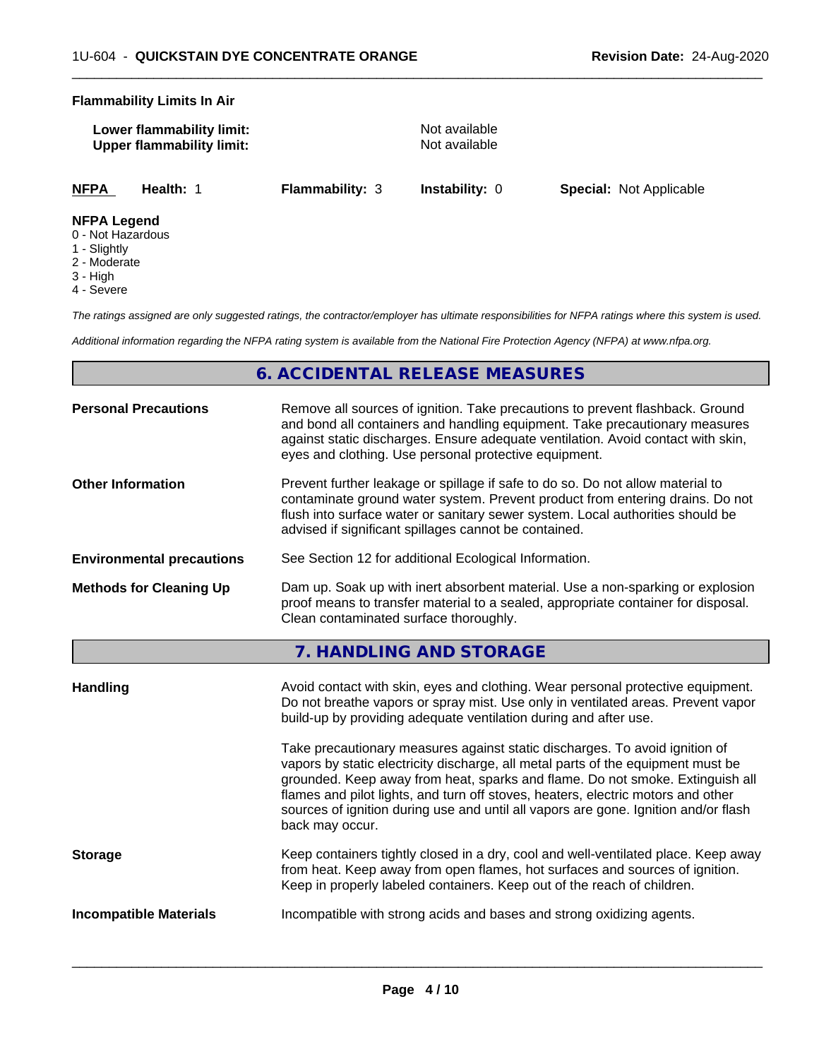**Flammability Limits In Air**

| | |
|---|---|
| **Lower flammability limit:** | Not available |
| **Upper flammability limit:** | Not available |

| **NFPA** | **Health:** 1 | **Flammability:** 3 | **Instability:** 0 | **Special:** Not Applicable |
|---|---|---|---|---|

**NFPA Legend**
0 - Not Hazardous
1 - Slightly
2 - Moderate
3 - High
4 - Severe

*The ratings assigned are only suggested ratings, the contractor/employer has ultimate responsibilities for NFPA ratings where this system is used.*

*Additional information regarding the NFPA rating system is available from the National Fire Protection Agency (NFPA) at www.nfpa.org.*

## 6. ACCIDENTAL RELEASE MEASURES

| | |
|---|---|
| **Personal Precautions** | Remove all sources of ignition. Take precautions to prevent flashback. Ground and bond all containers and handling equipment. Take precautionary measures against static discharges. Ensure adequate ventilation. Avoid contact with skin, eyes and clothing. Use personal protective equipment. |
| **Other Information** | Prevent further leakage or spillage if safe to do so. Do not allow material to contaminate ground water system. Prevent product from entering drains. Do not flush into surface water or sanitary sewer system. Local authorities should be advised if significant spillages cannot be contained. |
| **Environmental precautions** | See Section 12 for additional Ecological Information. |
| **Methods for Cleaning Up** | Dam up. Soak up with inert absorbent material. Use a non-sparking or explosion proof means to transfer material to a sealed, appropriate container for disposal. Clean contaminated surface thoroughly. |

## 7. HANDLING AND STORAGE

| | |
|---|---|
| **Handling** | Avoid contact with skin, eyes and clothing. Wear personal protective equipment. Do not breathe vapors or spray mist. Use only in ventilated areas. Prevent vapor build-up by providing adequate ventilation during and after use.<br><br>Take precautionary measures against static discharges. To avoid ignition of vapors by static electricity discharge, all metal parts of the equipment must be grounded. Keep away from heat, sparks and flame. Do not smoke. Extinguish all flames and pilot lights, and turn off stoves, heaters, electric motors and other sources of ignition during use and until all vapors are gone. Ignition and/or flash back may occur. |
| **Storage** | Keep containers tightly closed in a dry, cool and well-ventilated place. Keep away from heat. Keep away from open flames, hot surfaces and sources of ignition. Keep in properly labeled containers. Keep out of the reach of children. |
| **Incompatible Materials** | Incompatible with strong acids and bases and strong oxidizing agents. |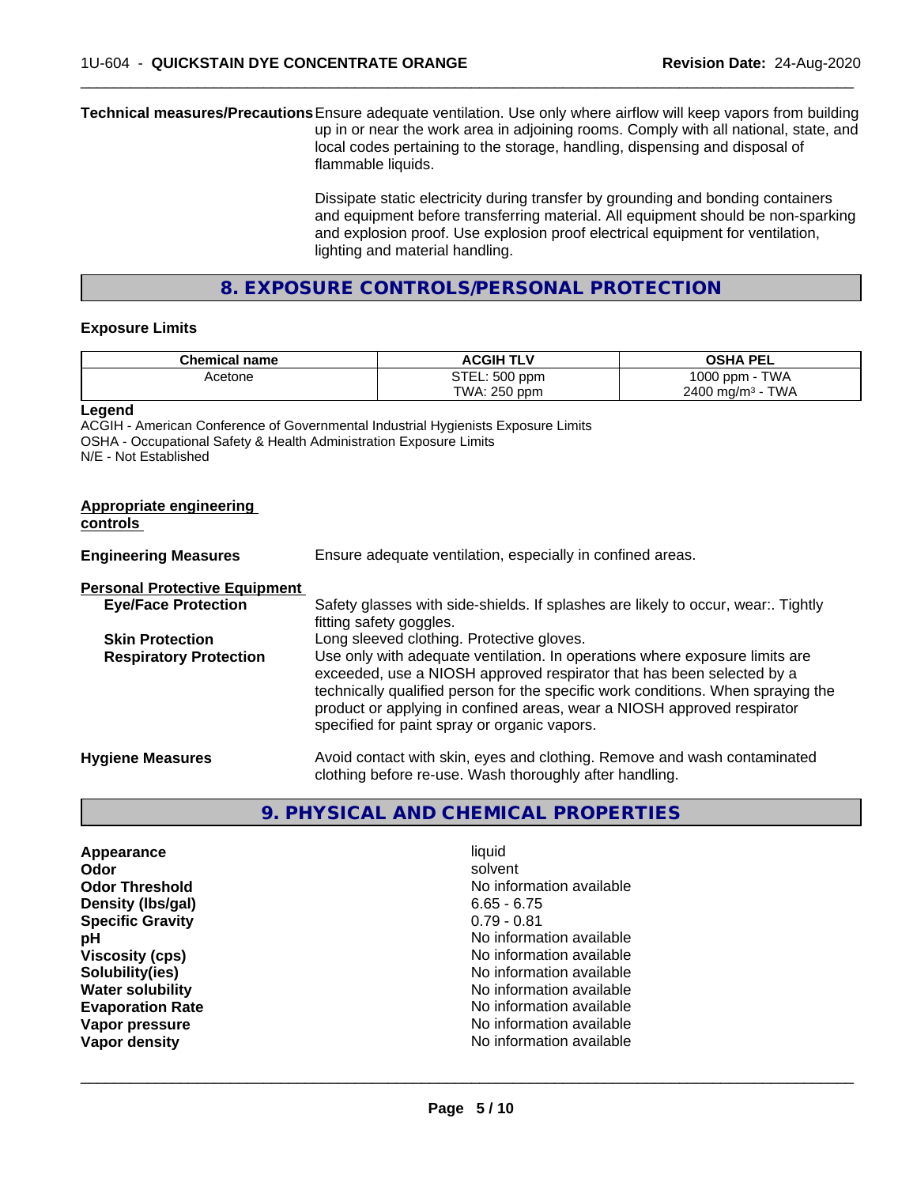**Technical measures/Precautions** Ensure adequate ventilation. Use only where airflow will keep vapors from building up in or near the work area in adjoining rooms. Comply with all national, state, and local codes pertaining to the storage, handling, dispensing and disposal of flammable liquids.

Dissipate static electricity during transfer by grounding and bonding containers and equipment before transferring material. All equipment should be non-sparking and explosion proof. Use explosion proof electrical equipment for ventilation, lighting and material handling.

## 8. EXPOSURE CONTROLS/PERSONAL PROTECTION

### Exposure Limits

| Chemical name | ACGIH TLV | OSHA PEL |
|---|---|---|
| Acetone | STEL: 500 ppm<br>TWA: 250 ppm | 1000 ppm - TWA<br>2400 mg/m³ - TWA |

**Legend**
ACGIH - American Conference of Governmental Industrial Hygienists Exposure Limits
OSHA - Occupational Safety & Health Administration Exposure Limits
N/E - Not Established

**Appropriate engineering controls**

**Engineering Measures** Ensure adequate ventilation, especially in confined areas.

**Personal Protective Equipment**

**Eye/Face Protection** Safety glasses with side-shields. If splashes are likely to occur, wear:. Tightly fitting safety goggles.

**Skin Protection** Long sleeved clothing. Protective gloves.

**Respiratory Protection** Use only with adequate ventilation. In operations where exposure limits are exceeded, use a NIOSH approved respirator that has been selected by a technically qualified person for the specific work conditions. When spraying the product or applying in confined areas, wear a NIOSH approved respirator specified for paint spray or organic vapors.

**Hygiene Measures** Avoid contact with skin, eyes and clothing. Remove and wash contaminated clothing before re-use. Wash thoroughly after handling.

## 9. PHYSICAL AND CHEMICAL PROPERTIES

| | |
|---|---|
| **Appearance** | liquid |
| **Odor** | solvent |
| **Odor Threshold** | No information available |
| **Density (lbs/gal)** | 6.65 - 6.75 |
| **Specific Gravity** | 0.79 - 0.81 |
| **pH** | No information available |
| **Viscosity (cps)** | No information available |
| **Solubility(ies)** | No information available |
| **Water solubility** | No information available |
| **Evaporation Rate** | No information available |
| **Vapor pressure** | No information available |
| **Vapor density** | No information available |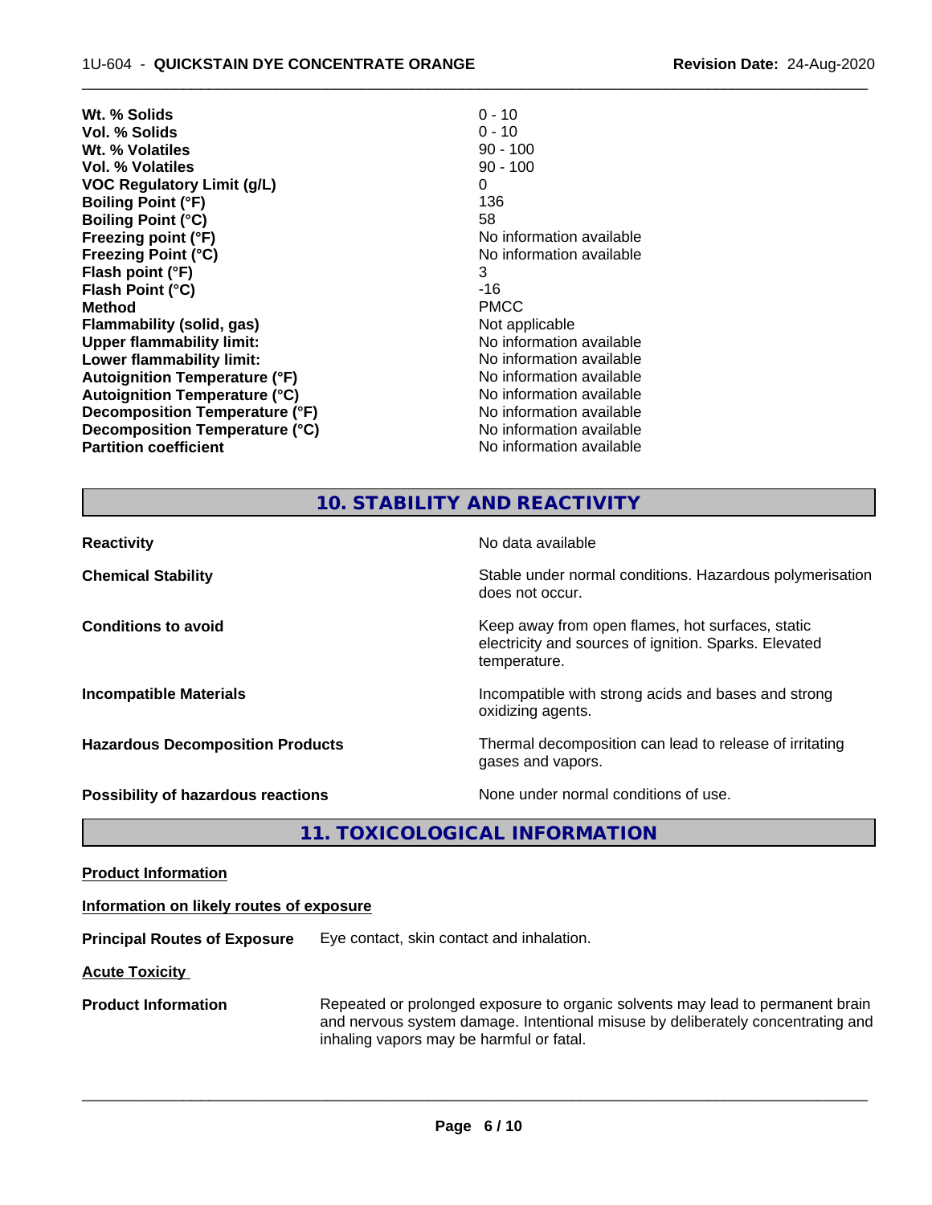| | |
|---|---|
| **Wt. % Solids** | 0 - 10 |
| **Vol. % Solids** | 0 - 10 |
| **Wt. % Volatiles** | 90 - 100 |
| **Vol. % Volatiles** | 90 - 100 |
| **VOC Regulatory Limit (g/L)** | 0 |
| **Boiling Point (°F)** | 136 |
| **Boiling Point (°C)** | 58 |
| **Freezing point (°F)** | No information available |
| **Freezing Point (°C)** | No information available |
| **Flash point (°F)** | 3 |
| **Flash Point (°C)** | -16 |
| **Method** | PMCC |
| **Flammability (solid, gas)** | Not applicable |
| **Upper flammability limit:** | No information available |
| **Lower flammability limit:** | No information available |
| **Autoignition Temperature (°F)** | No information available |
| **Autoignition Temperature (°C)** | No information available |
| **Decomposition Temperature (°F)** | No information available |
| **Decomposition Temperature (°C)** | No information available |
| **Partition coefficient** | No information available |

## 10. STABILITY AND REACTIVITY

| | |
|---|---|
| **Reactivity** | No data available |
| **Chemical Stability** | Stable under normal conditions. Hazardous polymerisation does not occur. |
| **Conditions to avoid** | Keep away from open flames, hot surfaces, static electricity and sources of ignition. Sparks. Elevated temperature. |
| **Incompatible Materials** | Incompatible with strong acids and bases and strong oxidizing agents. |
| **Hazardous Decomposition Products** | Thermal decomposition can lead to release of irritating gases and vapors. |
| **Possibility of hazardous reactions** | None under normal conditions of use. |

## 11. TOXICOLOGICAL INFORMATION

**Product Information**

**Information on likely routes of exposure**

**Principal Routes of Exposure** Eye contact, skin contact and inhalation.

**Acute Toxicity**

**Product Information** Repeated or prolonged exposure to organic solvents may lead to permanent brain and nervous system damage. Intentional misuse by deliberately concentrating and inhaling vapors may be harmful or fatal.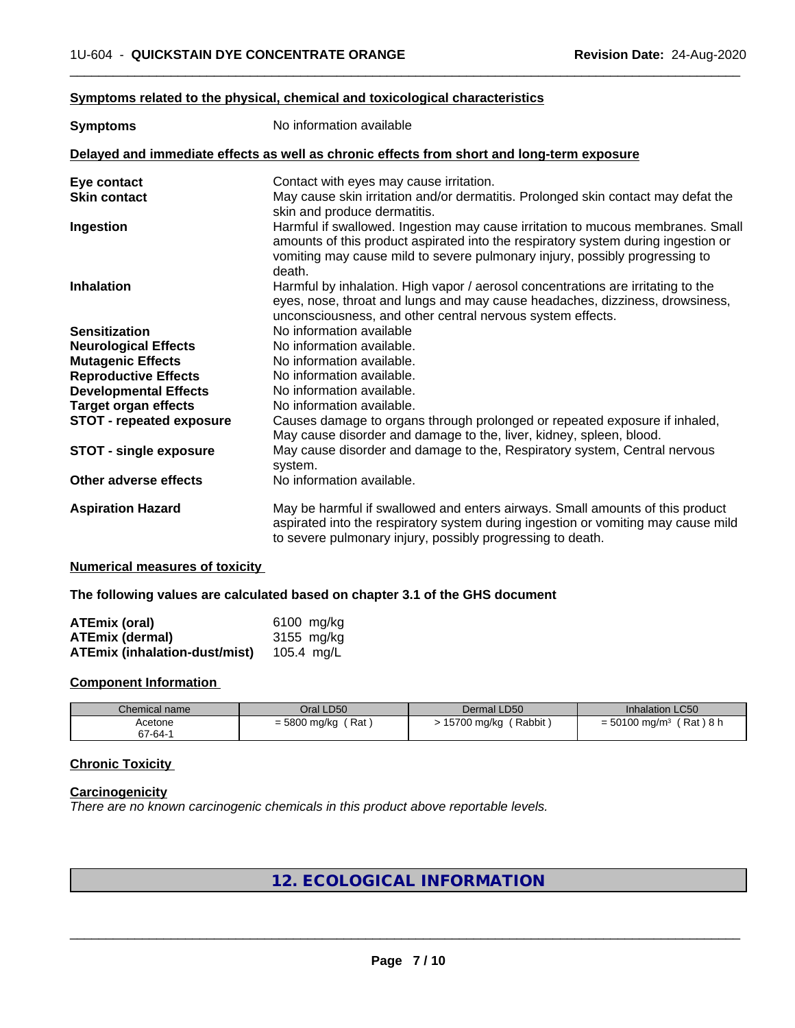### Symptoms related to the physical, chemical and toxicological characteristics

**Symptoms** No information available

### Delayed and immediate effects as well as chronic effects from short and long-term exposure

| | |
|---|---|
| **Eye contact** | Contact with eyes may cause irritation. |
| **Skin contact** | May cause skin irritation and/or dermatitis. Prolonged skin contact may defat the skin and produce dermatitis. |
| **Ingestion** | Harmful if swallowed. Ingestion may cause irritation to mucous membranes. Small amounts of this product aspirated into the respiratory system during ingestion or vomiting may cause mild to severe pulmonary injury, possibly progressing to death. |
| **Inhalation** | Harmful by inhalation. High vapor / aerosol concentrations are irritating to the eyes, nose, throat and lungs and may cause headaches, dizziness, drowsiness, unconsciousness, and other central nervous system effects. |
| **Sensitization** | No information available |
| **Neurological Effects** | No information available. |
| **Mutagenic Effects** | No information available. |
| **Reproductive Effects** | No information available. |
| **Developmental Effects** | No information available. |
| **Target organ effects** | No information available. |
| **STOT - repeated exposure** | Causes damage to organs through prolonged or repeated exposure if inhaled, May cause disorder and damage to the, liver, kidney, spleen, blood. |
| **STOT - single exposure** | May cause disorder and damage to the, Respiratory system, Central nervous system. |
| **Other adverse effects** | No information available. |
| **Aspiration Hazard** | May be harmful if swallowed and enters airways. Small amounts of this product aspirated into the respiratory system during ingestion or vomiting may cause mild to severe pulmonary injury, possibly progressing to death. |

### Numerical measures of toxicity

**The following values are calculated based on chapter 3.1 of the GHS document**

| | |
|---|---|
| **ATEmix (oral)** | 6100 mg/kg |
| **ATEmix (dermal)** | 3155 mg/kg |
| **ATEmix (inhalation-dust/mist)** | 105.4 mg/L |

### Component Information

| Chemical name | Oral LD50 | Dermal LD50 | Inhalation LC50 |
|---|---|---|---|
| Acetone<br>67-64-1 | = 5800 mg/kg ( Rat ) | > 15700 mg/kg ( Rabbit ) | = 50100 mg/m³ ( Rat ) 8 h |

### Chronic Toxicity

#### Carcinogenicity

*There are no known carcinogenic chemicals in this product above reportable levels.*

## 12. ECOLOGICAL INFORMATION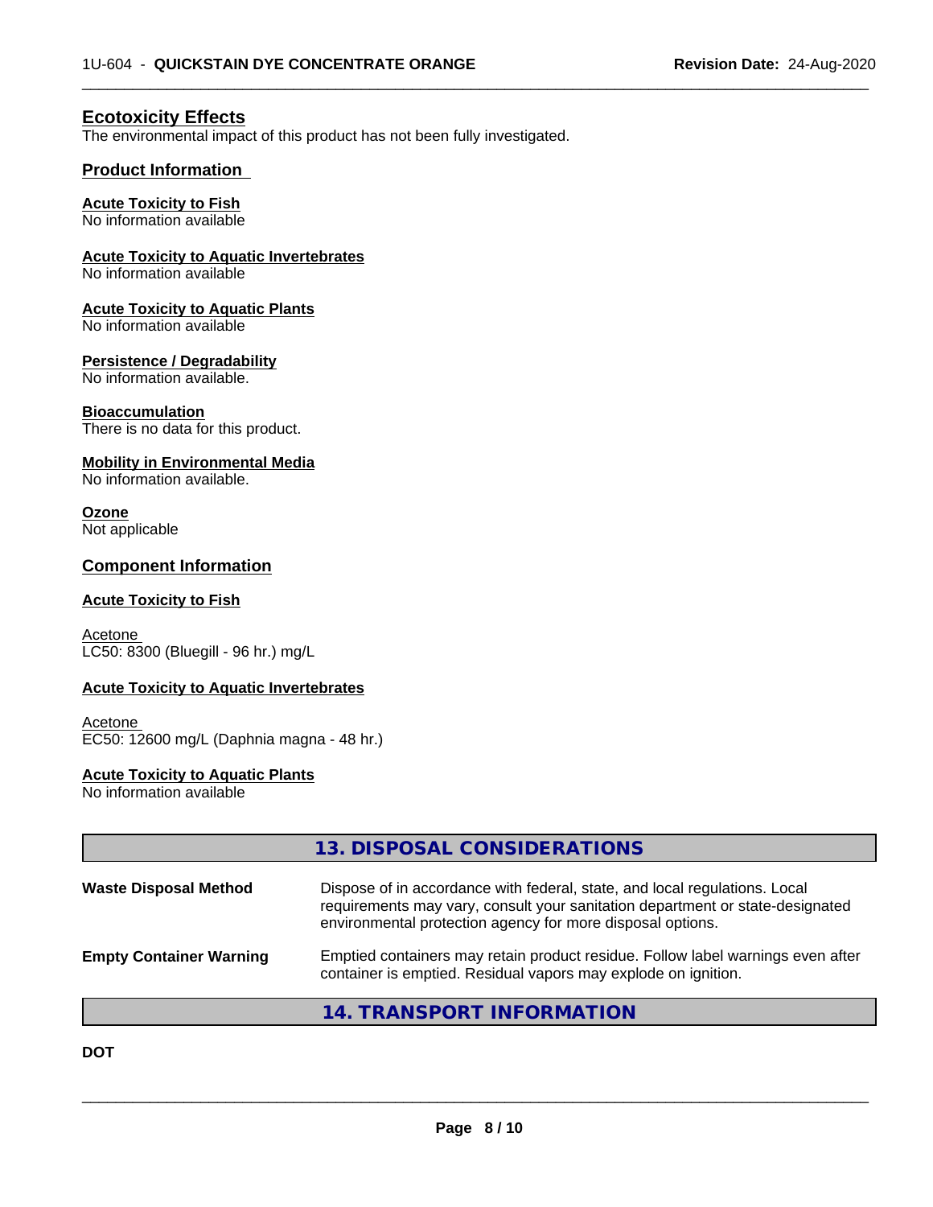## Ecotoxicity Effects

The environmental impact of this product has not been fully investigated.

### Product Information

**Acute Toxicity to Fish**
No information available

**Acute Toxicity to Aquatic Invertebrates**
No information available

**Acute Toxicity to Aquatic Plants**
No information available

**Persistence / Degradability**
No information available.

**Bioaccumulation**
There is no data for this product.

**Mobility in Environmental Media**
No information available.

**Ozone**
Not applicable

### Component Information

**Acute Toxicity to Fish**

Acetone
LC50: 8300 (Bluegill - 96 hr.) mg/L

**Acute Toxicity to Aquatic Invertebrates**

Acetone
EC50: 12600 mg/L (Daphnia magna - 48 hr.)

**Acute Toxicity to Aquatic Plants**
No information available

## 13. DISPOSAL CONSIDERATIONS

| | |
|---|---|
| **Waste Disposal Method** | Dispose of in accordance with federal, state, and local regulations. Local requirements may vary, consult your sanitation department or state-designated environmental protection agency for more disposal options. |
| **Empty Container Warning** | Emptied containers may retain product residue. Follow label warnings even after container is emptied. Residual vapors may explode on ignition. |

## 14. TRANSPORT INFORMATION

**DOT**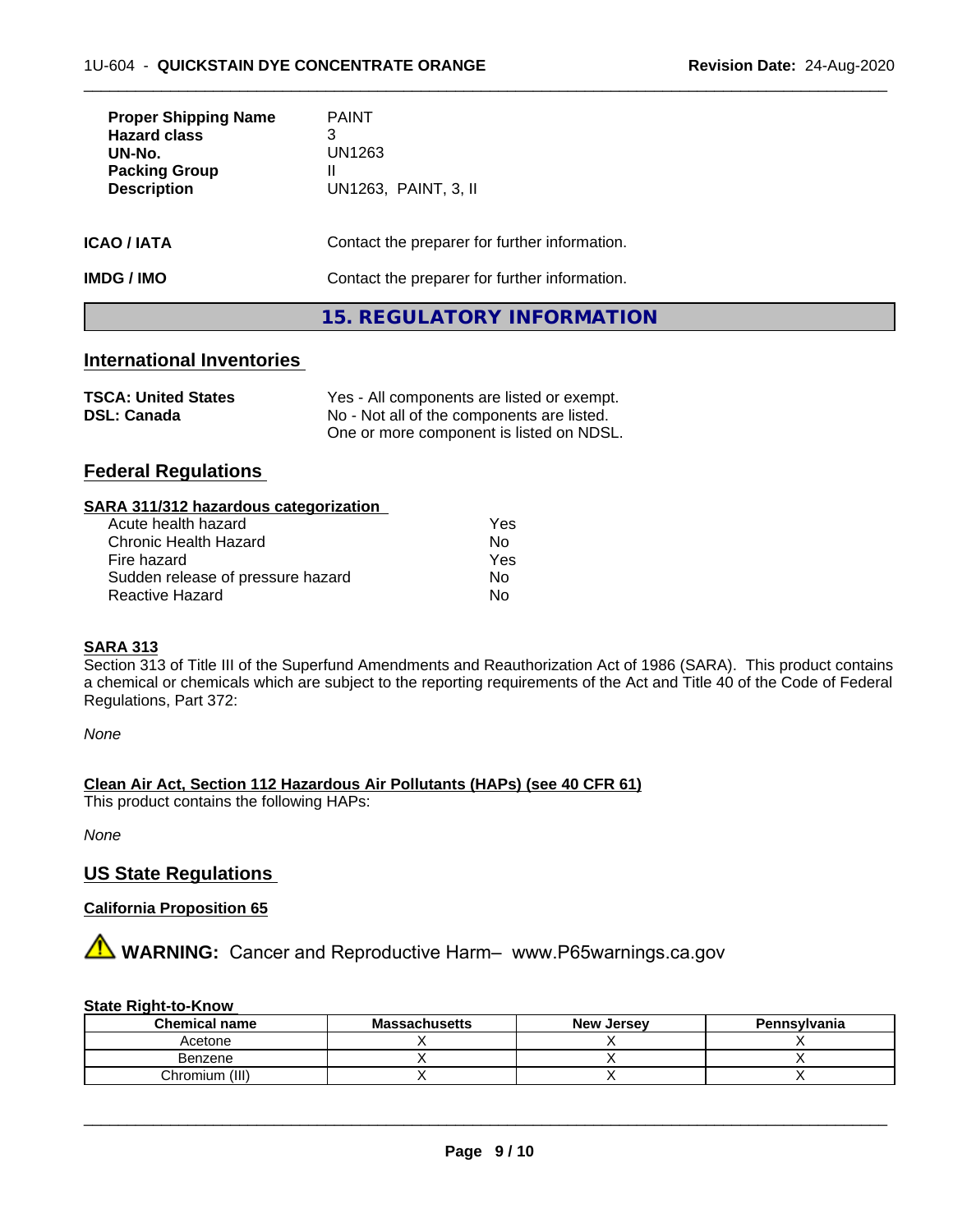| | |
|---|---|
| **Proper Shipping Name** | PAINT |
| **Hazard class** | 3 |
| **UN-No.** | UN1263 |
| **Packing Group** | II |
| **Description** | UN1263, PAINT, 3, II |

**ICAO / IATA** Contact the preparer for further information.

**IMDG / IMO** Contact the preparer for further information.

# 15. REGULATORY INFORMATION

## International Inventories

| | |
|---|---|
| **TSCA: United States** | Yes - All components are listed or exempt. |
| **DSL: Canada** | No - Not all of the components are listed. One or more component is listed on NDSL. |

## Federal Regulations

**SARA 311/312 hazardous categorization**

| | |
|---|---|
| Acute health hazard | Yes |
| Chronic Health Hazard | No |
| Fire hazard | Yes |
| Sudden release of pressure hazard | No |
| Reactive Hazard | No |

**SARA 313**

Section 313 of Title III of the Superfund Amendments and Reauthorization Act of 1986 (SARA). This product contains a chemical or chemicals which are subject to the reporting requirements of the Act and Title 40 of the Code of Federal Regulations, Part 372:

*None*

**Clean Air Act, Section 112 Hazardous Air Pollutants (HAPs) (see 40 CFR 61)**

This product contains the following HAPs:

*None*

## US State Regulations

**California Proposition 65**

⚠ **WARNING:** Cancer and Reproductive Harm– www.P65warnings.ca.gov

**State Right-to-Know**

| Chemical name | Massachusetts | New Jersey | Pennsylvania |
|---|---|---|---|
| Acetone | X | X | X |
| Benzene | X | X | X |
| Chromium (III) | X | X | X |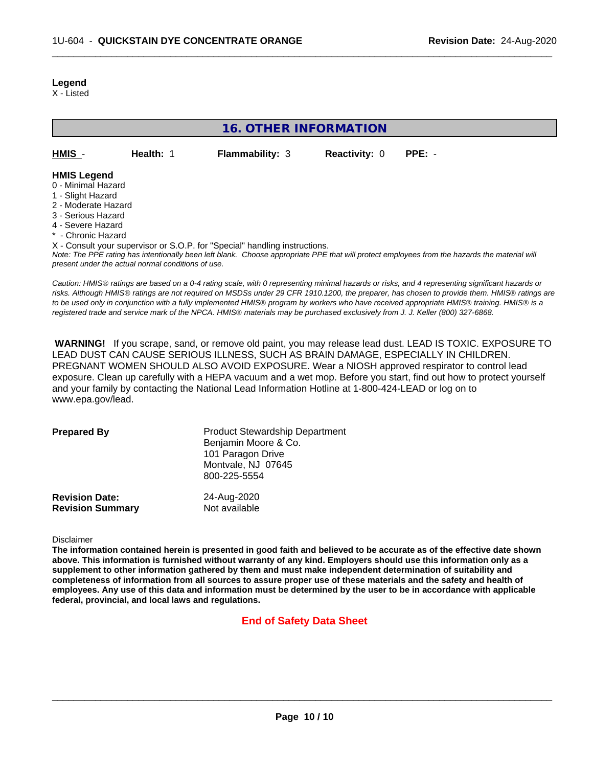**Legend**
X - Listed

## 16. OTHER INFORMATION

| HMIS - | Health: 1 | Flammability: 3 | Reactivity: 0 | PPE: - |
|---|---|---|---|---|

**HMIS Legend**
0 - Minimal Hazard
1 - Slight Hazard
2 - Moderate Hazard
3 - Serious Hazard
4 - Severe Hazard
* - Chronic Hazard
X - Consult your supervisor or S.O.P. for "Special" handling instructions.
*Note: The PPE rating has intentionally been left blank. Choose appropriate PPE that will protect employees from the hazards the material will present under the actual normal conditions of use.*

*Caution: HMIS® ratings are based on a 0-4 rating scale, with 0 representing minimal hazards or risks, and 4 representing significant hazards or risks. Although HMIS® ratings are not required on MSDSs under 29 CFR 1910.1200, the preparer, has chosen to provide them. HMIS® ratings are to be used only in conjunction with a fully implemented HMIS® program by workers who have received appropriate HMIS® training. HMIS® is a registered trade and service mark of the NPCA. HMIS® materials may be purchased exclusively from J. J. Keller (800) 327-6868.*

**WARNING!** If you scrape, sand, or remove old paint, you may release lead dust. LEAD IS TOXIC. EXPOSURE TO LEAD DUST CAN CAUSE SERIOUS ILLNESS, SUCH AS BRAIN DAMAGE, ESPECIALLY IN CHILDREN. PREGNANT WOMEN SHOULD ALSO AVOID EXPOSURE. Wear a NIOSH approved respirator to control lead exposure. Clean up carefully with a HEPA vacuum and a wet mop. Before you start, find out how to protect yourself and your family by contacting the National Lead Information Hotline at 1-800-424-LEAD or log on to www.epa.gov/lead.

**Prepared By**
Product Stewardship Department
Benjamin Moore & Co.
101 Paragon Drive
Montvale, NJ 07645
800-225-5554

**Revision Date:** 24-Aug-2020
**Revision Summary** Not available

Disclaimer
**The information contained herein is presented in good faith and believed to be accurate as of the effective date shown above. This information is furnished without warranty of any kind. Employers should use this information only as a supplement to other information gathered by them and must make independent determination of suitability and completeness of information from all sources to assure proper use of these materials and the safety and health of employees. Any use of this data and information must be determined by the user to be in accordance with applicable federal, provincial, and local laws and regulations.**

**End of Safety Data Sheet**